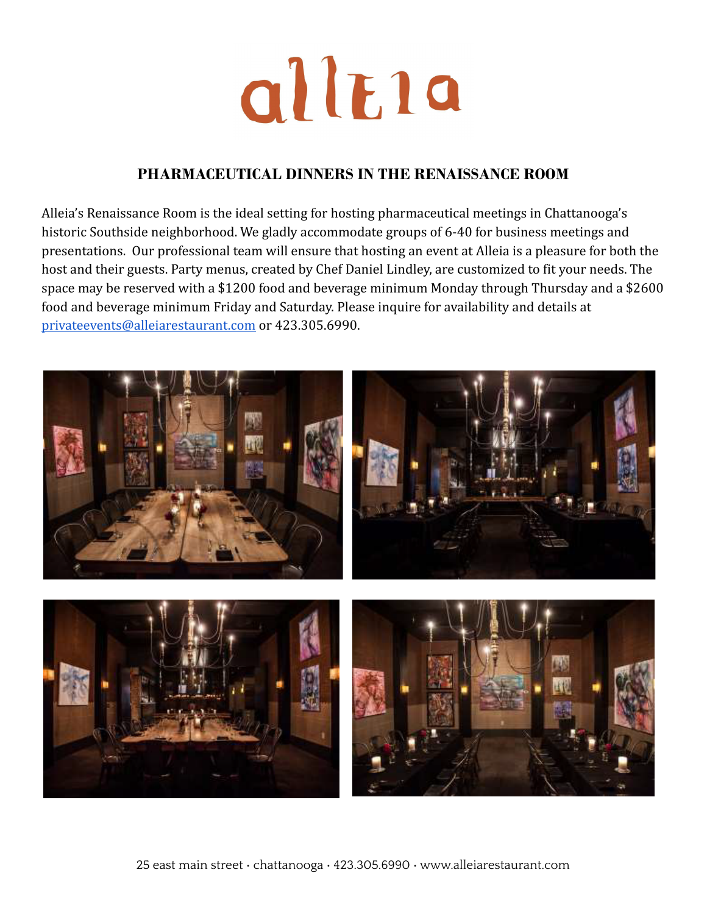# alleia

## PHARMACEUTICAL DINNERS IN THE RENAISSANCE ROOM

Alleia's Renaissance Room is the ideal setting for hosting pharmaceutical meetings in Chattanooga's historic Southside neighborhood. We gladly accommodate groups of 6-40 for business meetings and presentations. Our professional team will ensure that hosting an event at Alleia is a pleasure for both the host and their guests. Party menus, created by Chef Daniel Lindley, are customized to fit your needs. The space may be reserved with a $1200 food and beverage minimum Monday through Thursday and a $2600 food and beverage minimum Friday and Saturday. Please inquire for availability and details at privateevents@alleiarestaurant.com or 423.305.6990.

25 east main street · chattanooga · 423.305.6990 · www.alleiarestaurant.com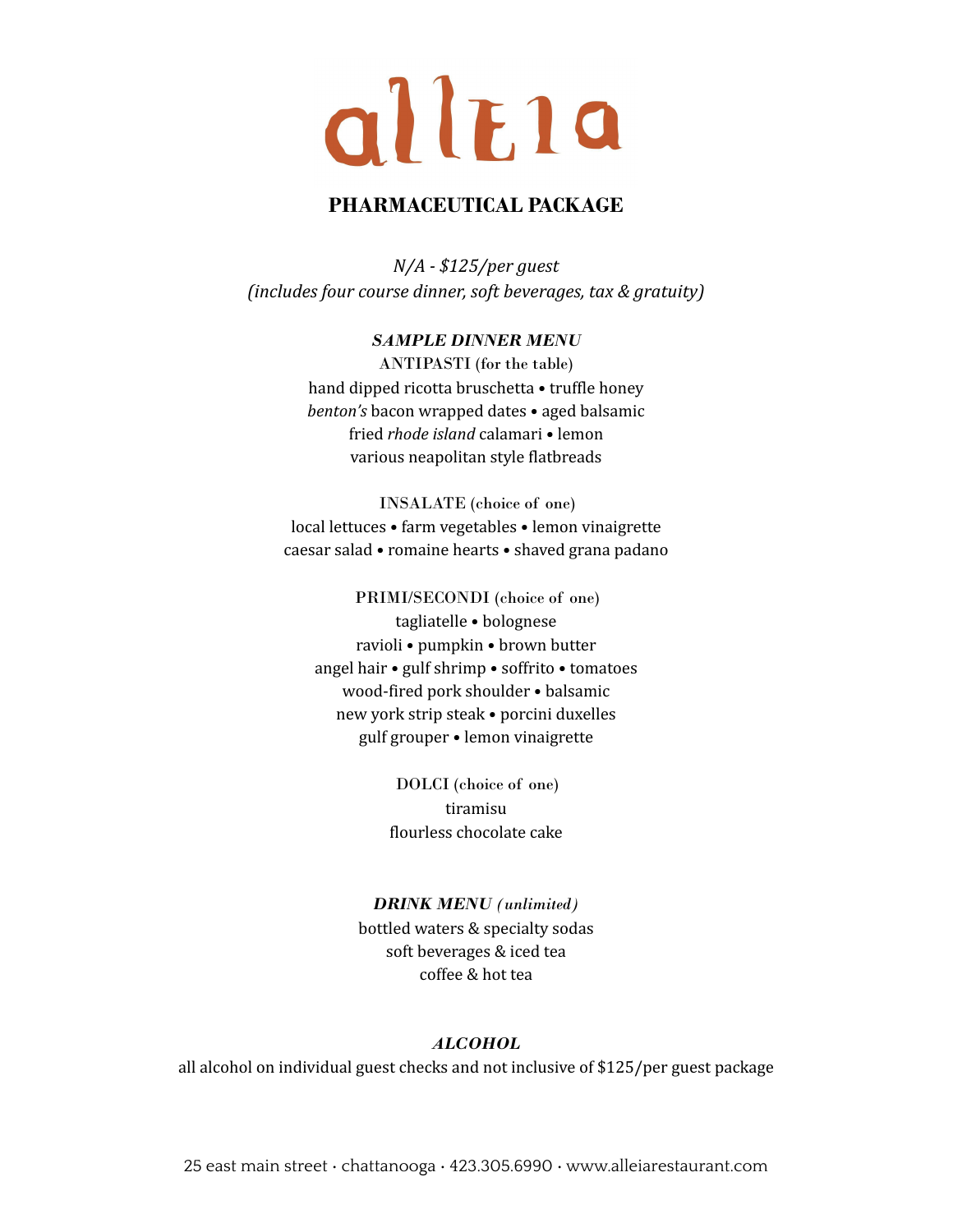# alleia

## PHARMACEUTICAL PACKAGE

*N/A - $125/per guest*
*(includes four course dinner, soft beverages, tax & gratuity)*

***SAMPLE DINNER MENU***

ANTIPASTI (for the table)
hand dipped ricotta bruschetta • truffle honey
*benton's* bacon wrapped dates • aged balsamic
fried *rhode island* calamari • lemon
various neapolitan style flatbreads

INSALATE (choice of one)
local lettuces • farm vegetables • lemon vinaigrette
caesar salad • romaine hearts • shaved grana padano

PRIMI/SECONDI (choice of one)
tagliatelle • bolognese
ravioli • pumpkin • brown butter
angel hair • gulf shrimp • soffrito • tomatoes
wood-fired pork shoulder • balsamic
new york strip steak • porcini duxelles
gulf grouper • lemon vinaigrette

DOLCI (choice of one)
tiramisu
flourless chocolate cake

***DRINK MENU** (unlimited)*
bottled waters & specialty sodas
soft beverages & iced tea
coffee & hot tea

***ALCOHOL***
all alcohol on individual guest checks and not inclusive of $125/per guest package

25 east main street · chattanooga · 423.305.6990 · www.alleiarestaurant.com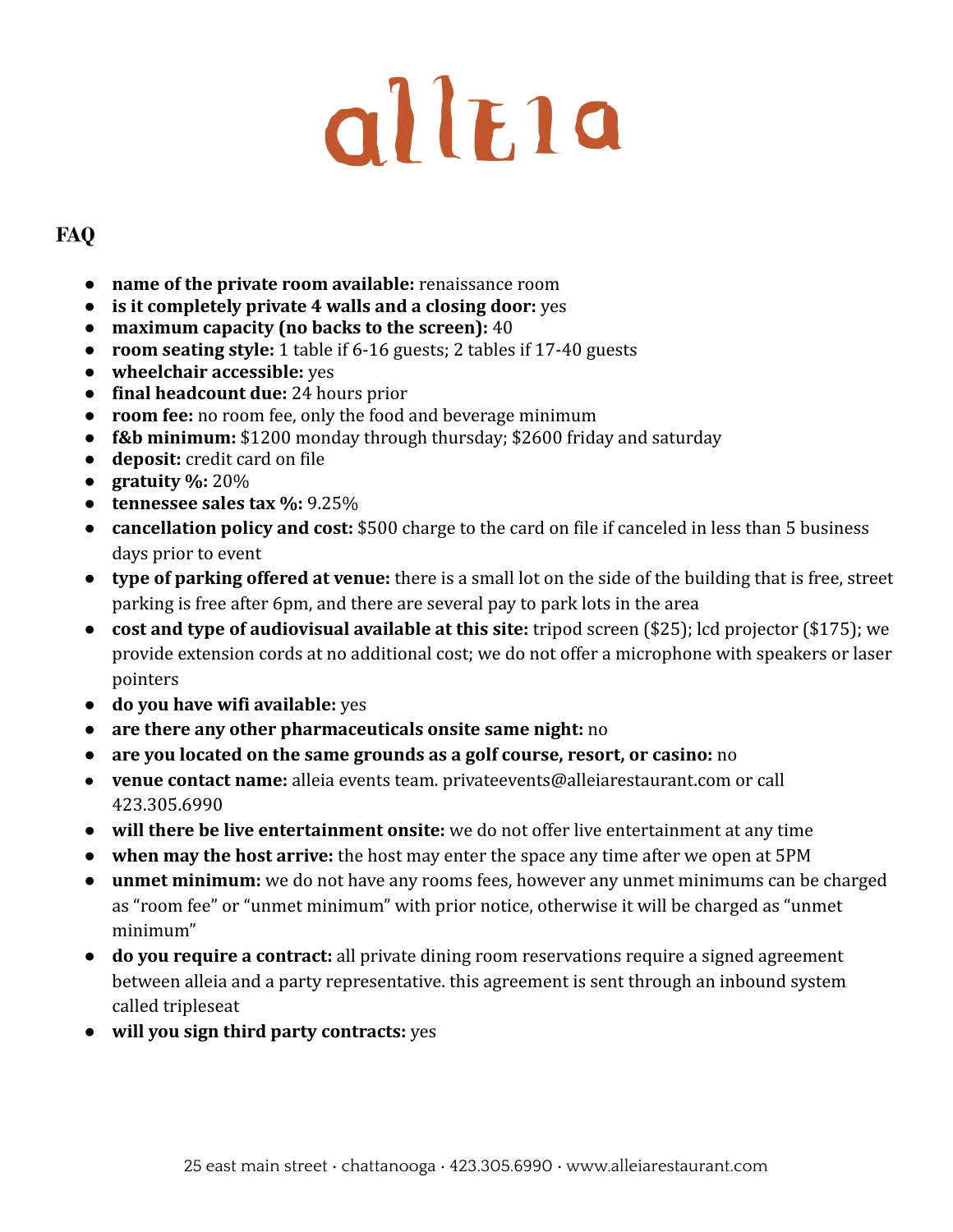# alleia

## FAQ

- **name of the private room available:** renaissance room
- **is it completely private 4 walls and a closing door:** yes
- **maximum capacity (no backs to the screen):** 40
- **room seating style:** 1 table if 6-16 guests; 2 tables if 17-40 guests
- **wheelchair accessible:** yes
- **final headcount due:** 24 hours prior
- **room fee:** no room fee, only the food and beverage minimum
- **f&b minimum:** $1200 monday through thursday; $2600 friday and saturday
- **deposit:** credit card on file
- **gratuity %:** 20%
- **tennessee sales tax %:** 9.25%
- **cancellation policy and cost:** $500 charge to the card on file if canceled in less than 5 business days prior to event
- **type of parking offered at venue:** there is a small lot on the side of the building that is free, street parking is free after 6pm, and there are several pay to park lots in the area
- **cost and type of audiovisual available at this site:** tripod screen ($25); lcd projector ($175); we provide extension cords at no additional cost; we do not offer a microphone with speakers or laser pointers
- **do you have wifi available:** yes
- **are there any other pharmaceuticals onsite same night:** no
- **are you located on the same grounds as a golf course, resort, or casino:** no
- **venue contact name:** alleia events team. privateevents@alleiarestaurant.com or call 423.305.6990
- **will there be live entertainment onsite:** we do not offer live entertainment at any time
- **when may the host arrive:** the host may enter the space any time after we open at 5PM
- **unmet minimum:** we do not have any rooms fees, however any unmet minimums can be charged as "room fee" or "unmet minimum" with prior notice, otherwise it will be charged as "unmet minimum"
- **do you require a contract:** all private dining room reservations require a signed agreement between alleia and a party representative. this agreement is sent through an inbound system called tripleseat
- **will you sign third party contracts:** yes

25 east main street · chattanooga · 423.305.6990 · www.alleiarestaurant.com